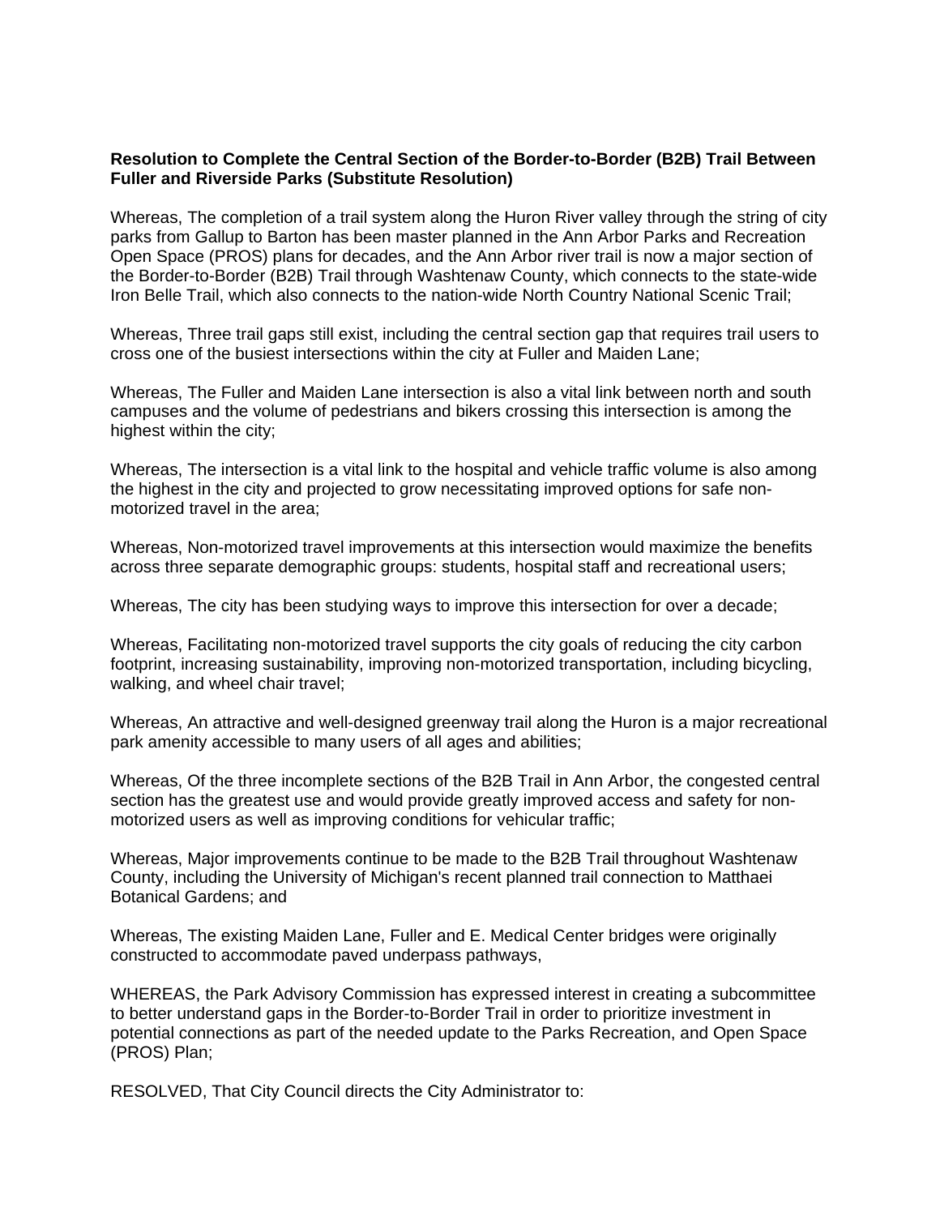**Resolution to Complete the Central Section of the Border-to-Border (B2B) Trail Between Fuller and Riverside Parks (Substitute Resolution)**

Whereas, The completion of a trail system along the Huron River valley through the string of city parks from Gallup to Barton has been master planned in the Ann Arbor Parks and Recreation Open Space (PROS) plans for decades, and the Ann Arbor river trail is now a major section of the Border-to-Border (B2B) Trail through Washtenaw County, which connects to the state-wide Iron Belle Trail, which also connects to the nation-wide North Country National Scenic Trail;

Whereas, Three trail gaps still exist, including the central section gap that requires trail users to cross one of the busiest intersections within the city at Fuller and Maiden Lane;

Whereas, The Fuller and Maiden Lane intersection is also a vital link between north and south campuses and the volume of pedestrians and bikers crossing this intersection is among the highest within the city;

Whereas, The intersection is a vital link to the hospital and vehicle traffic volume is also among the highest in the city and projected to grow necessitating improved options for safe non-motorized travel in the area;

Whereas, Non-motorized travel improvements at this intersection would maximize the benefits across three separate demographic groups: students, hospital staff and recreational users;

Whereas, The city has been studying ways to improve this intersection for over a decade;

Whereas, Facilitating non-motorized travel supports the city goals of reducing the city carbon footprint, increasing sustainability, improving non-motorized transportation, including bicycling, walking, and wheel chair travel;

Whereas, An attractive and well-designed greenway trail along the Huron is a major recreational park amenity accessible to many users of all ages and abilities;

Whereas, Of the three incomplete sections of the B2B Trail in Ann Arbor, the congested central section has the greatest use and would provide greatly improved access and safety for non-motorized users as well as improving conditions for vehicular traffic;

Whereas, Major improvements continue to be made to the B2B Trail throughout Washtenaw County, including the University of Michigan's recent planned trail connection to Matthaei Botanical Gardens; and

Whereas, The existing Maiden Lane, Fuller and E. Medical Center bridges were originally constructed to accommodate paved underpass pathways,

WHEREAS, the Park Advisory Commission has expressed interest in creating a subcommittee to better understand gaps in the Border-to-Border Trail in order to prioritize investment in potential connections as part of the needed update to the Parks Recreation, and Open Space (PROS) Plan;

RESOLVED, That City Council directs the City Administrator to: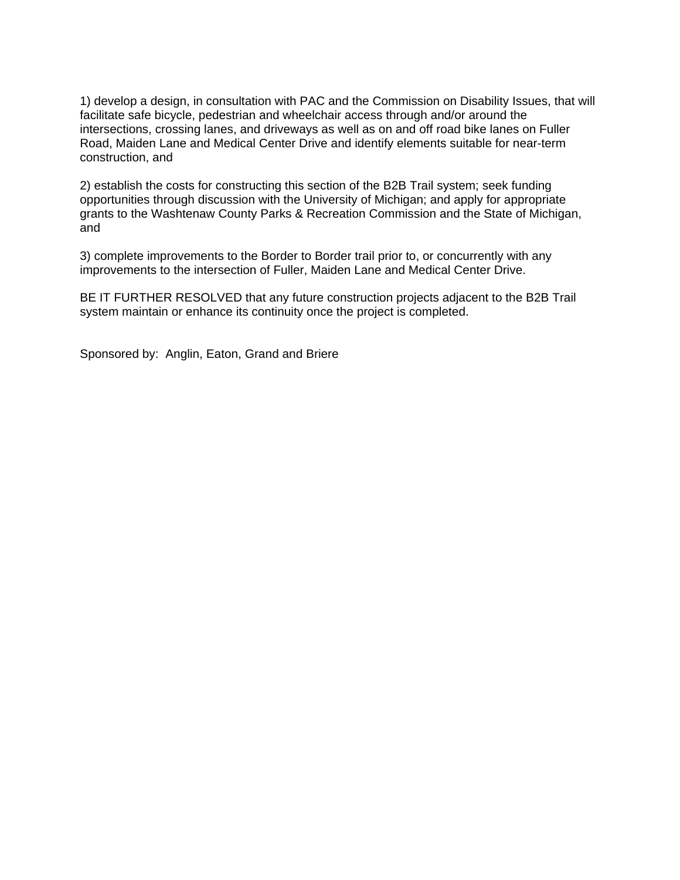1) develop a design, in consultation with PAC and the Commission on Disability Issues, that will facilitate safe bicycle, pedestrian and wheelchair access through and/or around the intersections, crossing lanes, and driveways as well as on and off road bike lanes on Fuller Road, Maiden Lane and Medical Center Drive and identify elements suitable for near-term construction, and

2) establish the costs for constructing this section of the B2B Trail system; seek funding opportunities through discussion with the University of Michigan; and apply for appropriate grants to the Washtenaw County Parks & Recreation Commission and the State of Michigan, and

3) complete improvements to the Border to Border trail prior to, or concurrently with any improvements to the intersection of Fuller, Maiden Lane and Medical Center Drive.

BE IT FURTHER RESOLVED that any future construction projects adjacent to the B2B Trail system maintain or enhance its continuity once the project is completed.

Sponsored by: Anglin, Eaton, Grand and Briere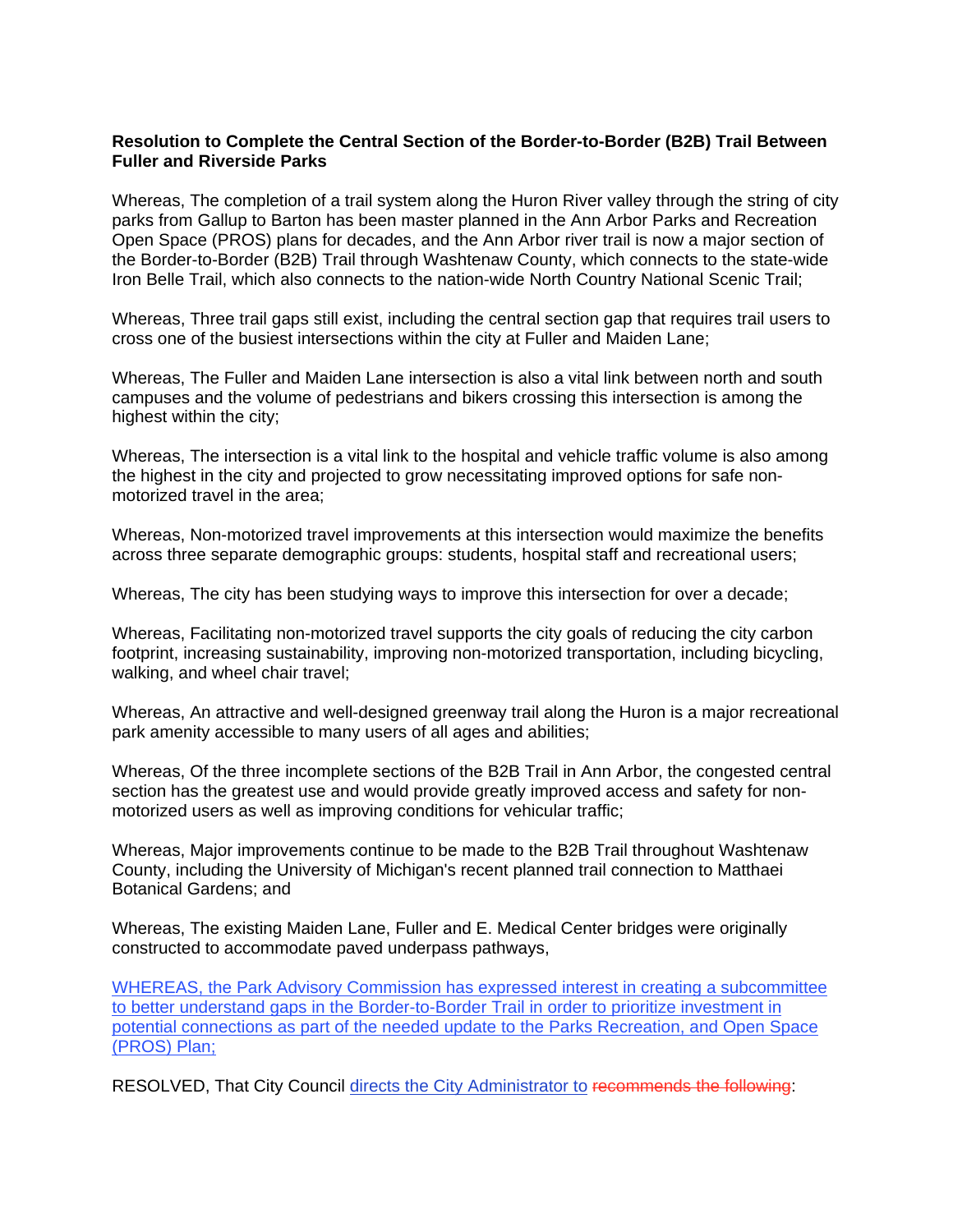**Resolution to Complete the Central Section of the Border-to-Border (B2B) Trail Between Fuller and Riverside Parks**

Whereas, The completion of a trail system along the Huron River valley through the string of city parks from Gallup to Barton has been master planned in the Ann Arbor Parks and Recreation Open Space (PROS) plans for decades, and the Ann Arbor river trail is now a major section of the Border-to-Border (B2B) Trail through Washtenaw County, which connects to the state-wide Iron Belle Trail, which also connects to the nation-wide North Country National Scenic Trail;

Whereas, Three trail gaps still exist, including the central section gap that requires trail users to cross one of the busiest intersections within the city at Fuller and Maiden Lane;

Whereas, The Fuller and Maiden Lane intersection is also a vital link between north and south campuses and the volume of pedestrians and bikers crossing this intersection is among the highest within the city;

Whereas, The intersection is a vital link to the hospital and vehicle traffic volume is also among the highest in the city and projected to grow necessitating improved options for safe non-motorized travel in the area;

Whereas, Non-motorized travel improvements at this intersection would maximize the benefits across three separate demographic groups: students, hospital staff and recreational users;

Whereas, The city has been studying ways to improve this intersection for over a decade;

Whereas, Facilitating non-motorized travel supports the city goals of reducing the city carbon footprint, increasing sustainability, improving non-motorized transportation, including bicycling, walking, and wheel chair travel;

Whereas, An attractive and well-designed greenway trail along the Huron is a major recreational park amenity accessible to many users of all ages and abilities;

Whereas, Of the three incomplete sections of the B2B Trail in Ann Arbor, the congested central section has the greatest use and would provide greatly improved access and safety for non-motorized users as well as improving conditions for vehicular traffic;

Whereas, Major improvements continue to be made to the B2B Trail throughout Washtenaw County, including the University of Michigan's recent planned trail connection to Matthaei Botanical Gardens; and

Whereas, The existing Maiden Lane, Fuller and E. Medical Center bridges were originally constructed to accommodate paved underpass pathways,

<u>WHEREAS, the Park Advisory Commission has expressed interest in creating a subcommittee to better understand gaps in the Border-to-Border Trail in order to prioritize investment in potential connections as part of the needed update to the Parks Recreation, and Open Space (PROS) Plan;</u>

RESOLVED, That City Council <u>directs the City Administrator to</u> ~~recommends the following~~: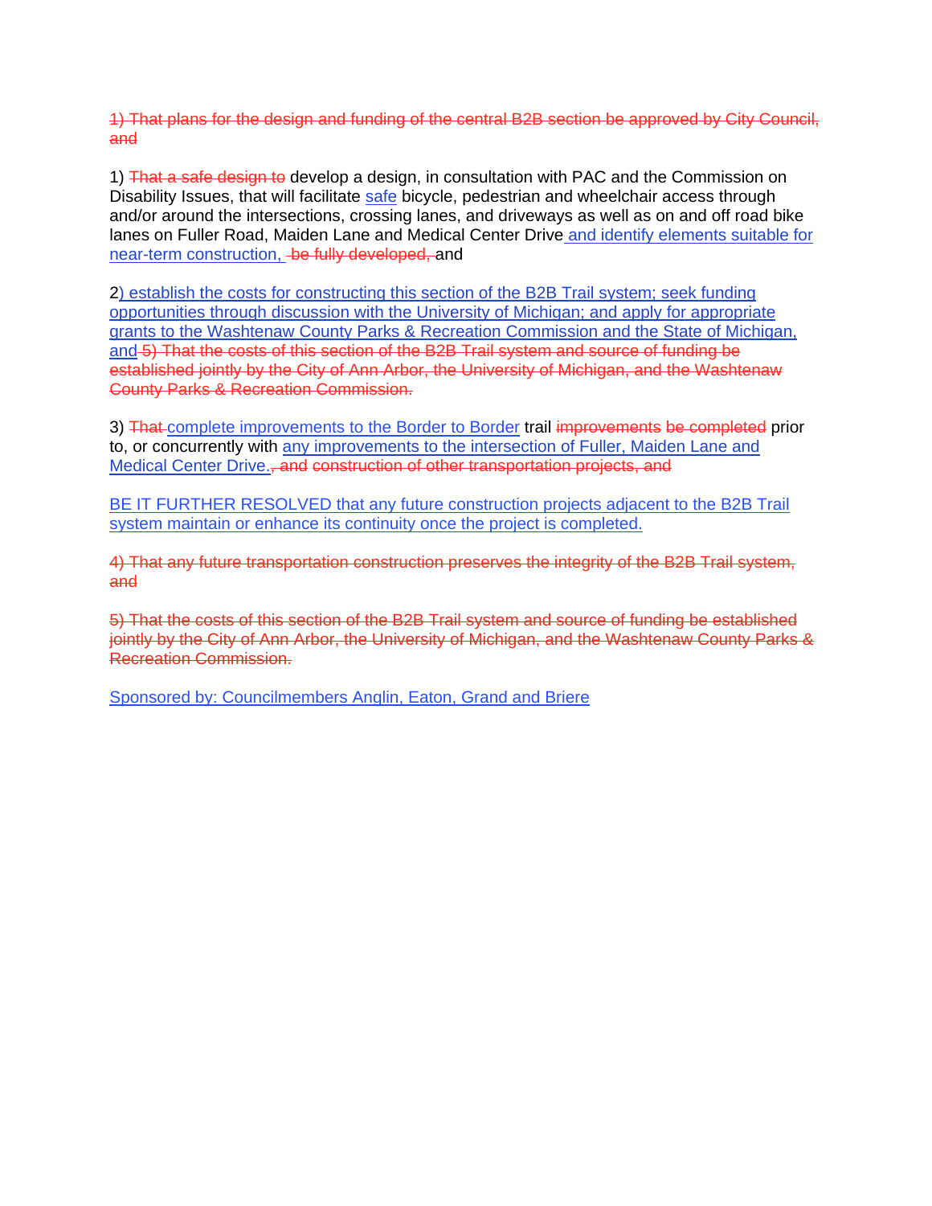~~1) That plans for the design and funding of the central B2B section be approved by City Council, and~~

1) ~~That a safe design to~~ develop a design, in consultation with PAC and the Commission on Disability Issues, that will facilitate safe bicycle, pedestrian and wheelchair access through and/or around the intersections, crossing lanes, and driveways as well as on and off road bike lanes on Fuller Road, Maiden Lane and Medical Center Drive and identify elements suitable for near-term construction, ~~be fully developed,~~ and

2) establish the costs for constructing this section of the B2B Trail system; seek funding opportunities through discussion with the University of Michigan; and apply for appropriate grants to the Washtenaw County Parks & Recreation Commission and the State of Michigan, and ~~5) That the costs of this section of the B2B Trail system and source of funding be established jointly by the City of Ann Arbor, the University of Michigan, and the Washtenaw County Parks & Recreation Commission.~~

3) ~~That~~ complete improvements to the Border to Border trail ~~improvements~~ ~~be completed~~ prior to, or concurrently with any improvements to the intersection of Fuller, Maiden Lane and Medical Center Drive.~~, and~~ ~~construction of other transportation projects, and~~

BE IT FURTHER RESOLVED that any future construction projects adjacent to the B2B Trail system maintain or enhance its continuity once the project is completed.

~~4) That any future transportation construction preserves the integrity of the B2B Trail system, and~~

~~5) That the costs of this section of the B2B Trail system and source of funding be established jointly by the City of Ann Arbor, the University of Michigan, and the Washtenaw County Parks & Recreation Commission.~~

Sponsored by: Councilmembers Anglin, Eaton, Grand and Briere